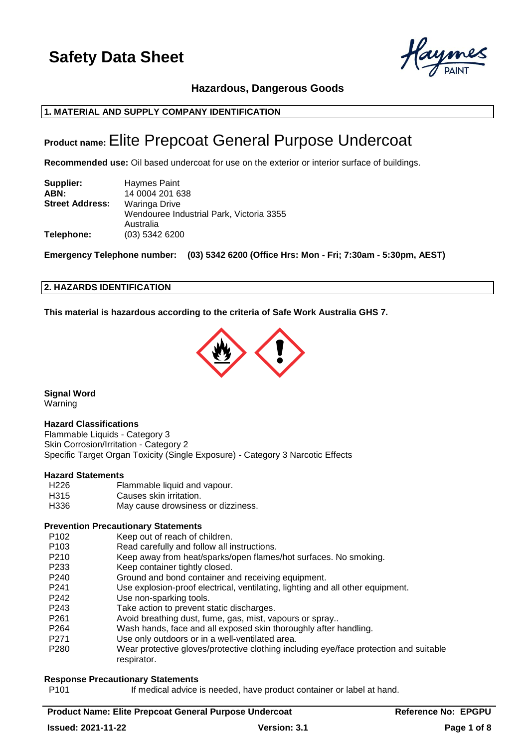# Safety Data Sheet

**Hazardous, Dangerous Goods**

## 1. MATERIAL AND SUPPLY COMPANY IDENTIFICATION

**Product name:** Elite Prepcoat General Purpose Undercoat

**Recommended use:** Oil based undercoat for use on the exterior or interior surface of buildings.

| | |
|---|---|
| **Supplier:** | Haymes Paint |
| **ABN:** | 14 0004 201 638 |
| **Street Address:** | Waringa Drive<br>Wendouree Industrial Park, Victoria 3355<br>Australia |
| **Telephone:** | (03) 5342 6200 |

**Emergency Telephone number: (03) 5342 6200 (Office Hrs: Mon - Fri; 7:30am - 5:30pm, AEST)**

## 2. HAZARDS IDENTIFICATION

**This material is hazardous according to the criteria of Safe Work Australia GHS 7.**

**Signal Word**
Warning

**Hazard Classifications**
Flammable Liquids - Category 3
Skin Corrosion/Irritation - Category 2
Specific Target Organ Toxicity (Single Exposure) - Category 3 Narcotic Effects

**Hazard Statements**

| | |
|---|---|
| H226 | Flammable liquid and vapour. |
| H315 | Causes skin irritation. |
| H336 | May cause drowsiness or dizziness. |

**Prevention Precautionary Statements**

| | |
|---|---|
| P102 | Keep out of reach of children. |
| P103 | Read carefully and follow all instructions. |
| P210 | Keep away from heat/sparks/open flames/hot surfaces. No smoking. |
| P233 | Keep container tightly closed. |
| P240 | Ground and bond container and receiving equipment. |
| P241 | Use explosion-proof electrical, ventilating, lighting and all other equipment. |
| P242 | Use non-sparking tools. |
| P243 | Take action to prevent static discharges. |
| P261 | Avoid breathing dust, fume, gas, mist, vapours or spray.. |
| P264 | Wash hands, face and all exposed skin thoroughly after handling. |
| P271 | Use only outdoors or in a well-ventilated area. |
| P280 | Wear protective gloves/protective clothing including eye/face protection and suitable respirator. |

**Response Precautionary Statements**

| | |
|---|---|
| P101 | If medical advice is needed, have product container or label at hand. |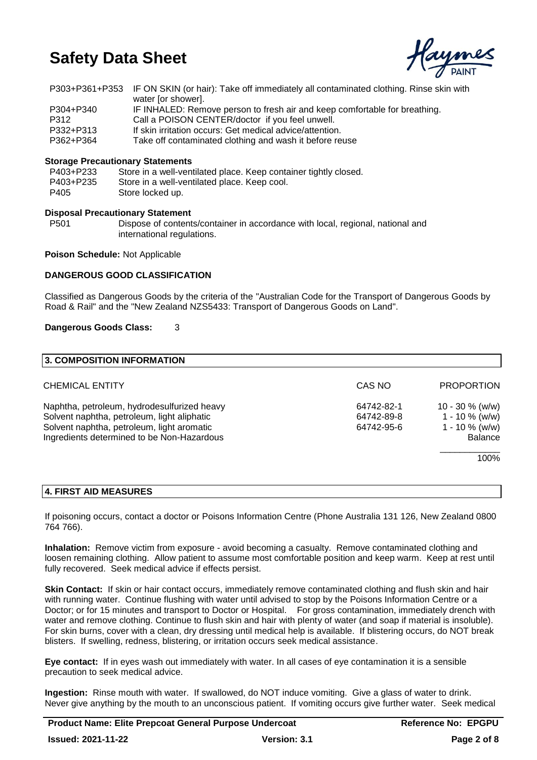| | |
|---|---|
| P303+P361+P353 | IF ON SKIN (or hair): Take off immediately all contaminated clothing. Rinse skin with water [or shower]. |
| P304+P340 | IF INHALED: Remove person to fresh air and keep comfortable for breathing. |
| P312 | Call a POISON CENTER/doctor if you feel unwell. |
| P332+P313 | If skin irritation occurs: Get medical advice/attention. |
| P362+P364 | Take off contaminated clothing and wash it before reuse |

**Storage Precautionary Statements**

| | |
|---|---|
| P403+P233 | Store in a well-ventilated place. Keep container tightly closed. |
| P403+P235 | Store in a well-ventilated place. Keep cool. |
| P405 | Store locked up. |

**Disposal Precautionary Statement**

| | |
|---|---|
| P501 | Dispose of contents/container in accordance with local, regional, national and international regulations. |

**Poison Schedule:** Not Applicable

**DANGEROUS GOOD CLASSIFICATION**

Classified as Dangerous Goods by the criteria of the "Australian Code for the Transport of Dangerous Goods by Road & Rail" and the "New Zealand NZS5433: Transport of Dangerous Goods on Land".

**Dangerous Goods Class:** 3

## 3. COMPOSITION INFORMATION

| CHEMICAL ENTITY | CAS NO | PROPORTION |
|---|---|---|
| Naphtha, petroleum, hydrodesulfurized heavy | 64742-82-1 | 10 - 30 % (w/w) |
| Solvent naphtha, petroleum, light aliphatic | 64742-89-8 | 1 - 10 % (w/w) |
| Solvent naphtha, petroleum, light aromatic | 64742-95-6 | 1 - 10 % (w/w) |
| Ingredients determined to be Non-Hazardous | | Balance |
| | | 100% |

## 4. FIRST AID MEASURES

If poisoning occurs, contact a doctor or Poisons Information Centre (Phone Australia 131 126, New Zealand 0800 764 766).

**Inhalation:** Remove victim from exposure - avoid becoming a casualty. Remove contaminated clothing and loosen remaining clothing. Allow patient to assume most comfortable position and keep warm. Keep at rest until fully recovered. Seek medical advice if effects persist.

**Skin Contact:** If skin or hair contact occurs, immediately remove contaminated clothing and flush skin and hair with running water. Continue flushing with water until advised to stop by the Poisons Information Centre or a Doctor; or for 15 minutes and transport to Doctor or Hospital. For gross contamination, immediately drench with water and remove clothing. Continue to flush skin and hair with plenty of water (and soap if material is insoluble). For skin burns, cover with a clean, dry dressing until medical help is available. If blistering occurs, do NOT break blisters. If swelling, redness, blistering, or irritation occurs seek medical assistance.

**Eye contact:** If in eyes wash out immediately with water. In all cases of eye contamination it is a sensible precaution to seek medical advice.

**Ingestion:** Rinse mouth with water. If swallowed, do NOT induce vomiting. Give a glass of water to drink. Never give anything by the mouth to an unconscious patient. If vomiting occurs give further water. Seek medical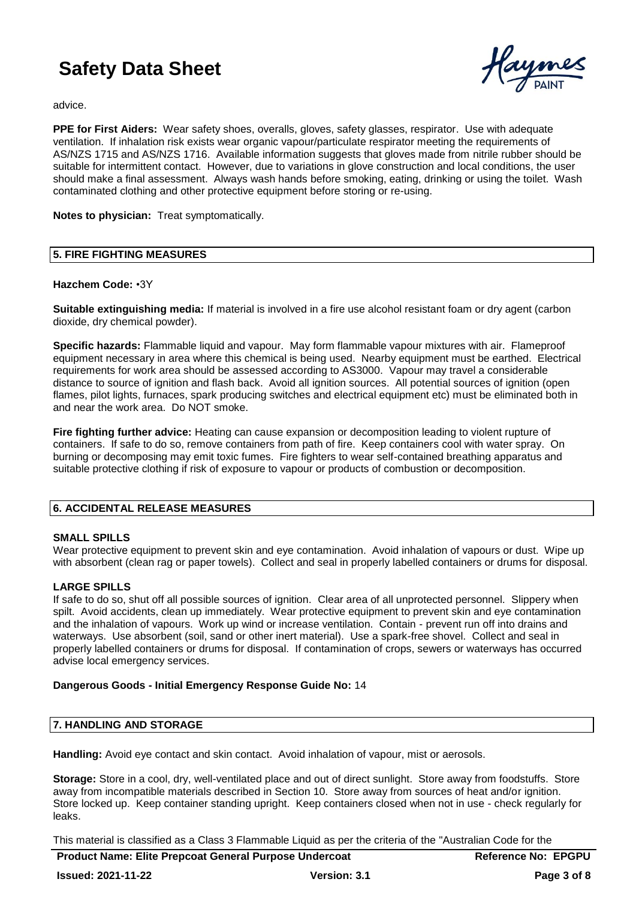advice.

**PPE for First Aiders:** Wear safety shoes, overalls, gloves, safety glasses, respirator. Use with adequate ventilation. If inhalation risk exists wear organic vapour/particulate respirator meeting the requirements of AS/NZS 1715 and AS/NZS 1716. Available information suggests that gloves made from nitrile rubber should be suitable for intermittent contact. However, due to variations in glove construction and local conditions, the user should make a final assessment. Always wash hands before smoking, eating, drinking or using the toilet. Wash contaminated clothing and other protective equipment before storing or re-using.

**Notes to physician:** Treat symptomatically.

## 5. FIRE FIGHTING MEASURES

**Hazchem Code:** •3Y

**Suitable extinguishing media:** If material is involved in a fire use alcohol resistant foam or dry agent (carbon dioxide, dry chemical powder).

**Specific hazards:** Flammable liquid and vapour. May form flammable vapour mixtures with air. Flameproof equipment necessary in area where this chemical is being used. Nearby equipment must be earthed. Electrical requirements for work area should be assessed according to AS3000. Vapour may travel a considerable distance to source of ignition and flash back. Avoid all ignition sources. All potential sources of ignition (open flames, pilot lights, furnaces, spark producing switches and electrical equipment etc) must be eliminated both in and near the work area. Do NOT smoke.

**Fire fighting further advice:** Heating can cause expansion or decomposition leading to violent rupture of containers. If safe to do so, remove containers from path of fire. Keep containers cool with water spray. On burning or decomposing may emit toxic fumes. Fire fighters to wear self-contained breathing apparatus and suitable protective clothing if risk of exposure to vapour or products of combustion or decomposition.

## 6. ACCIDENTAL RELEASE MEASURES

### SMALL SPILLS

Wear protective equipment to prevent skin and eye contamination. Avoid inhalation of vapours or dust. Wipe up with absorbent (clean rag or paper towels). Collect and seal in properly labelled containers or drums for disposal.

### LARGE SPILLS

If safe to do so, shut off all possible sources of ignition. Clear area of all unprotected personnel. Slippery when spilt. Avoid accidents, clean up immediately. Wear protective equipment to prevent skin and eye contamination and the inhalation of vapours. Work up wind or increase ventilation. Contain - prevent run off into drains and waterways. Use absorbent (soil, sand or other inert material). Use a spark-free shovel. Collect and seal in properly labelled containers or drums for disposal. If contamination of crops, sewers or waterways has occurred advise local emergency services.

**Dangerous Goods - Initial Emergency Response Guide No:** 14

## 7. HANDLING AND STORAGE

**Handling:** Avoid eye contact and skin contact. Avoid inhalation of vapour, mist or aerosols.

**Storage:** Store in a cool, dry, well-ventilated place and out of direct sunlight. Store away from foodstuffs. Store away from incompatible materials described in Section 10. Store away from sources of heat and/or ignition. Store locked up. Keep container standing upright. Keep containers closed when not in use - check regularly for leaks.

This material is classified as a Class 3 Flammable Liquid as per the criteria of the "Australian Code for the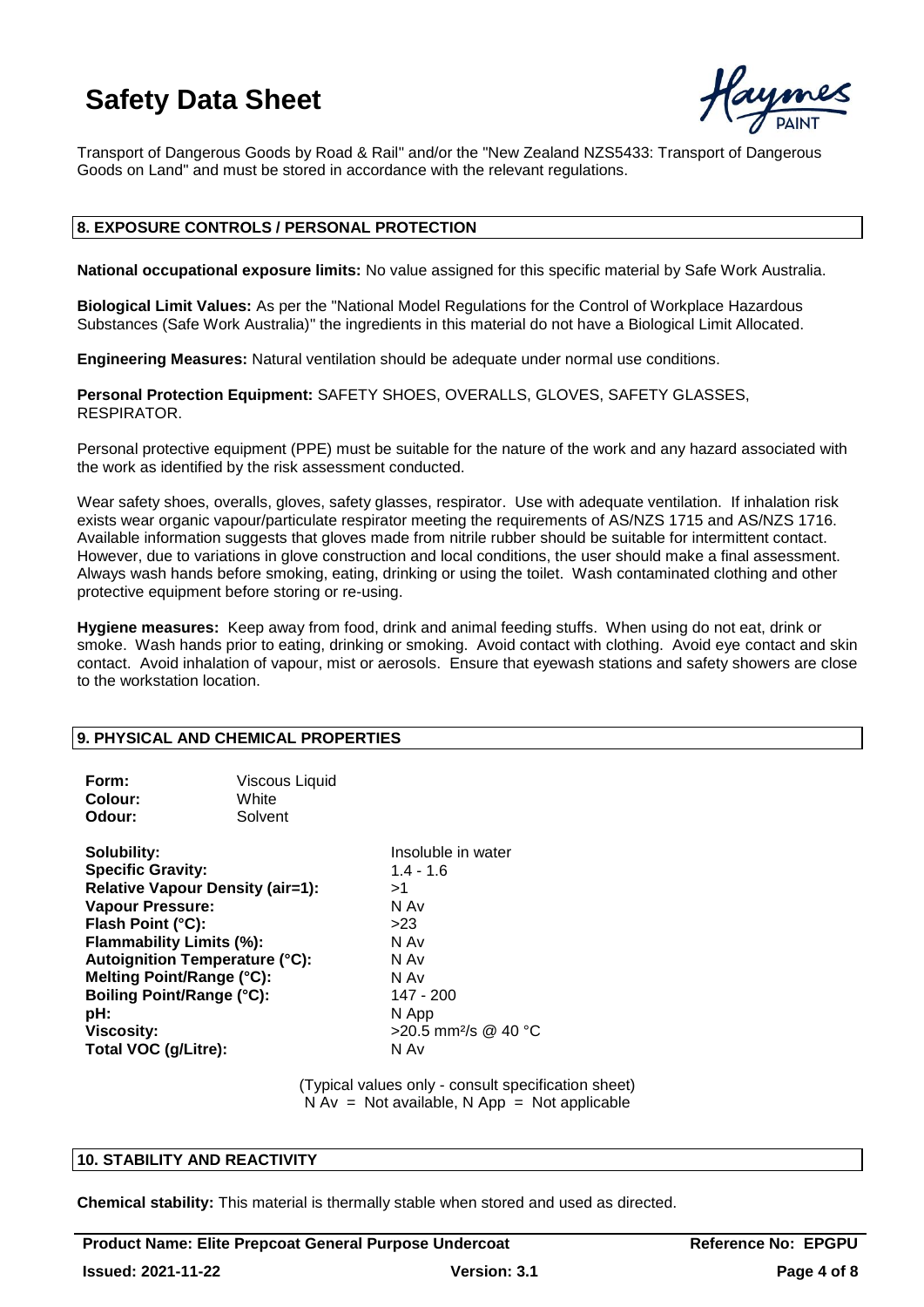Transport of Dangerous Goods by Road & Rail" and/or the "New Zealand NZS5433: Transport of Dangerous Goods on Land" and must be stored in accordance with the relevant regulations.

## 8. EXPOSURE CONTROLS / PERSONAL PROTECTION

**National occupational exposure limits:** No value assigned for this specific material by Safe Work Australia.

**Biological Limit Values:** As per the "National Model Regulations for the Control of Workplace Hazardous Substances (Safe Work Australia)" the ingredients in this material do not have a Biological Limit Allocated.

**Engineering Measures:** Natural ventilation should be adequate under normal use conditions.

**Personal Protection Equipment:** SAFETY SHOES, OVERALLS, GLOVES, SAFETY GLASSES, RESPIRATOR.

Personal protective equipment (PPE) must be suitable for the nature of the work and any hazard associated with the work as identified by the risk assessment conducted.

Wear safety shoes, overalls, gloves, safety glasses, respirator. Use with adequate ventilation. If inhalation risk exists wear organic vapour/particulate respirator meeting the requirements of AS/NZS 1715 and AS/NZS 1716. Available information suggests that gloves made from nitrile rubber should be suitable for intermittent contact. However, due to variations in glove construction and local conditions, the user should make a final assessment. Always wash hands before smoking, eating, drinking or using the toilet. Wash contaminated clothing and other protective equipment before storing or re-using.

**Hygiene measures:** Keep away from food, drink and animal feeding stuffs. When using do not eat, drink or smoke. Wash hands prior to eating, drinking or smoking. Avoid contact with clothing. Avoid eye contact and skin contact. Avoid inhalation of vapour, mist or aerosols. Ensure that eyewash stations and safety showers are close to the workstation location.

## 9. PHYSICAL AND CHEMICAL PROPERTIES

**Form:** Viscous Liquid
**Colour:** White
**Odour:** Solvent

| | |
|---|---|
| **Solubility:** | Insoluble in water |
| **Specific Gravity:** | 1.4 - 1.6 |
| **Relative Vapour Density (air=1):** | >1 |
| **Vapour Pressure:** | N Av |
| **Flash Point (°C):** | >23 |
| **Flammability Limits (%):** | N Av |
| **Autoignition Temperature (°C):** | N Av |
| **Melting Point/Range (°C):** | N Av |
| **Boiling Point/Range (°C):** | 147 - 200 |
| **pH:** | N App |
| **Viscosity:** | >20.5 mm²/s @ 40 °C |
| **Total VOC (g/Litre):** | N Av |

(Typical values only - consult specification sheet)
N Av = Not available, N App = Not applicable

## 10. STABILITY AND REACTIVITY

**Chemical stability:** This material is thermally stable when stored and used as directed.

**Product Name: Elite Prepcoat General Purpose Undercoat** **Reference No: EPGPU**
**Issued: 2021-11-22** **Version: 3.1**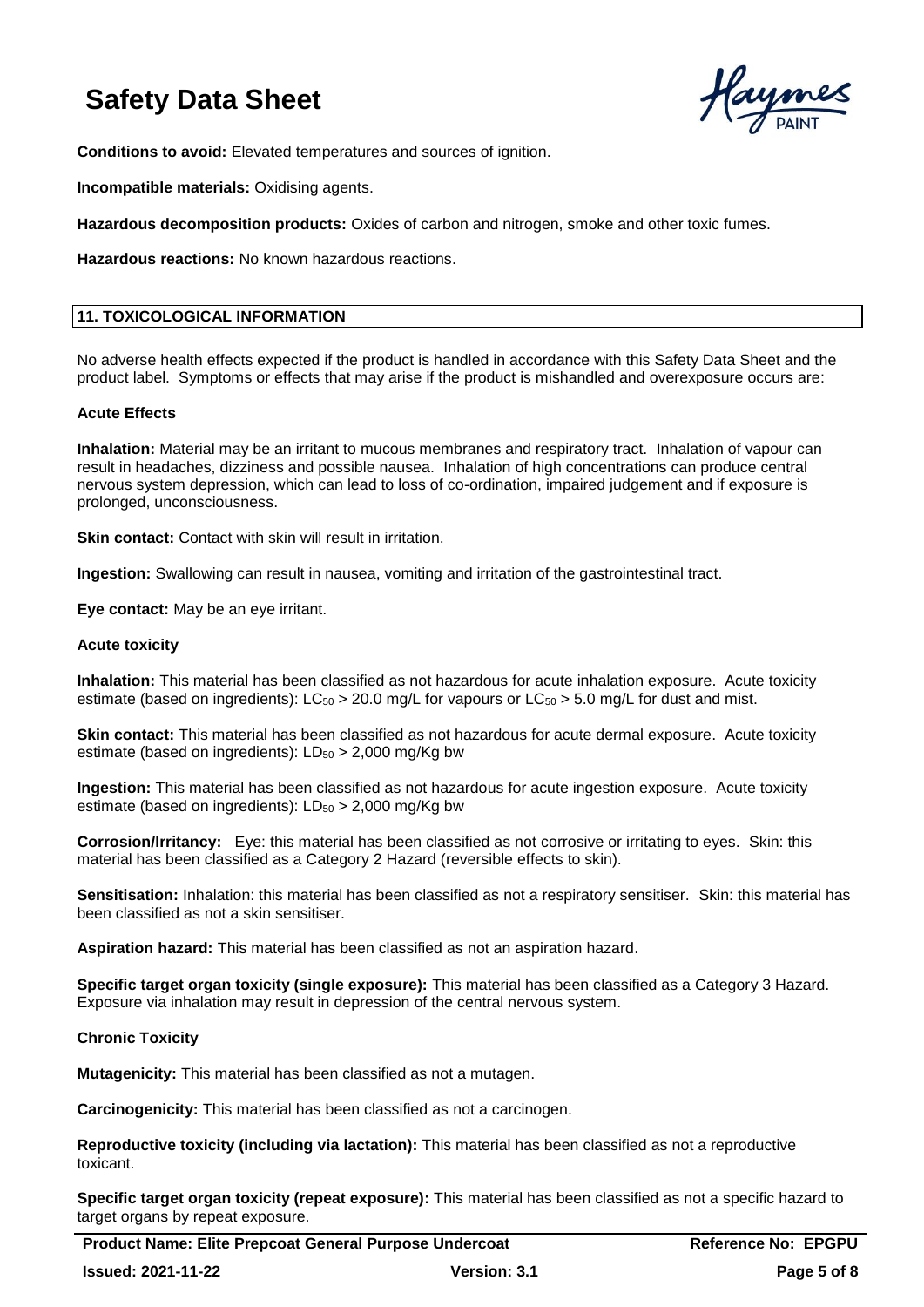**Conditions to avoid:** Elevated temperatures and sources of ignition.

**Incompatible materials:** Oxidising agents.

**Hazardous decomposition products:** Oxides of carbon and nitrogen, smoke and other toxic fumes.

**Hazardous reactions:** No known hazardous reactions.

## 11. TOXICOLOGICAL INFORMATION

No adverse health effects expected if the product is handled in accordance with this Safety Data Sheet and the product label. Symptoms or effects that may arise if the product is mishandled and overexposure occurs are:

### Acute Effects

**Inhalation:** Material may be an irritant to mucous membranes and respiratory tract. Inhalation of vapour can result in headaches, dizziness and possible nausea. Inhalation of high concentrations can produce central nervous system depression, which can lead to loss of co-ordination, impaired judgement and if exposure is prolonged, unconsciousness.

**Skin contact:** Contact with skin will result in irritation.

**Ingestion:** Swallowing can result in nausea, vomiting and irritation of the gastrointestinal tract.

**Eye contact:** May be an eye irritant.

### Acute toxicity

**Inhalation:** This material has been classified as not hazardous for acute inhalation exposure. Acute toxicity estimate (based on ingredients): $LC_{50}$ > 20.0 mg/L for vapours or $LC_{50}$ > 5.0 mg/L for dust and mist.

**Skin contact:** This material has been classified as not hazardous for acute dermal exposure. Acute toxicity estimate (based on ingredients): $LD_{50}$ > 2,000 mg/Kg bw

**Ingestion:** This material has been classified as not hazardous for acute ingestion exposure. Acute toxicity estimate (based on ingredients): $LD_{50}$ > 2,000 mg/Kg bw

**Corrosion/Irritancy:** Eye: this material has been classified as not corrosive or irritating to eyes. Skin: this material has been classified as a Category 2 Hazard (reversible effects to skin).

**Sensitisation:** Inhalation: this material has been classified as not a respiratory sensitiser. Skin: this material has been classified as not a skin sensitiser.

**Aspiration hazard:** This material has been classified as not an aspiration hazard.

**Specific target organ toxicity (single exposure):** This material has been classified as a Category 3 Hazard. Exposure via inhalation may result in depression of the central nervous system.

### Chronic Toxicity

**Mutagenicity:** This material has been classified as not a mutagen.

**Carcinogenicity:** This material has been classified as not a carcinogen.

**Reproductive toxicity (including via lactation):** This material has been classified as not a reproductive toxicant.

**Specific target organ toxicity (repeat exposure):** This material has been classified as not a specific hazard to target organs by repeat exposure.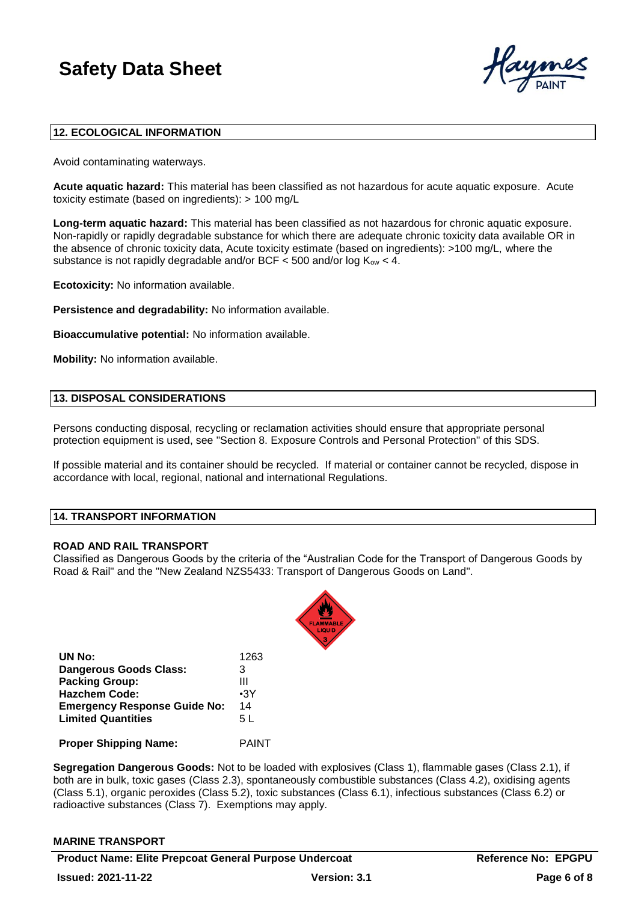## 12. ECOLOGICAL INFORMATION

Avoid contaminating waterways.

**Acute aquatic hazard:** This material has been classified as not hazardous for acute aquatic exposure. Acute toxicity estimate (based on ingredients): > 100 mg/L

**Long-term aquatic hazard:** This material has been classified as not hazardous for chronic aquatic exposure. Non-rapidly or rapidly degradable substance for which there are adequate chronic toxicity data available OR in the absence of chronic toxicity data, Acute toxicity estimate (based on ingredients): >100 mg/L, where the substance is not rapidly degradable and/or BCF < 500 and/or log $K_{ow}$ < 4.

**Ecotoxicity:** No information available.

**Persistence and degradability:** No information available.

**Bioaccumulative potential:** No information available.

**Mobility:** No information available.

## 13. DISPOSAL CONSIDERATIONS

Persons conducting disposal, recycling or reclamation activities should ensure that appropriate personal protection equipment is used, see "Section 8. Exposure Controls and Personal Protection" of this SDS.

If possible material and its container should be recycled. If material or container cannot be recycled, dispose in accordance with local, regional, national and international Regulations.

## 14. TRANSPORT INFORMATION

### ROAD AND RAIL TRANSPORT

Classified as Dangerous Goods by the criteria of the "Australian Code for the Transport of Dangerous Goods by Road & Rail" and the "New Zealand NZS5433: Transport of Dangerous Goods on Land".

| | |
|---|---|
| **UN No:** | 1263 |
| **Dangerous Goods Class:** | 3 |
| **Packing Group:** | III |
| **Hazchem Code:** | •3Y |
| **Emergency Response Guide No:** | 14 |
| **Limited Quantities** | 5 L |
| **Proper Shipping Name:** | PAINT |

**Segregation Dangerous Goods:** Not to be loaded with explosives (Class 1), flammable gases (Class 2.1), if both are in bulk, toxic gases (Class 2.3), spontaneously combustible substances (Class 4.2), oxidising agents (Class 5.1), organic peroxides (Class 5.2), toxic substances (Class 6.1), infectious substances (Class 6.2) or radioactive substances (Class 7). Exemptions may apply.

### MARINE TRANSPORT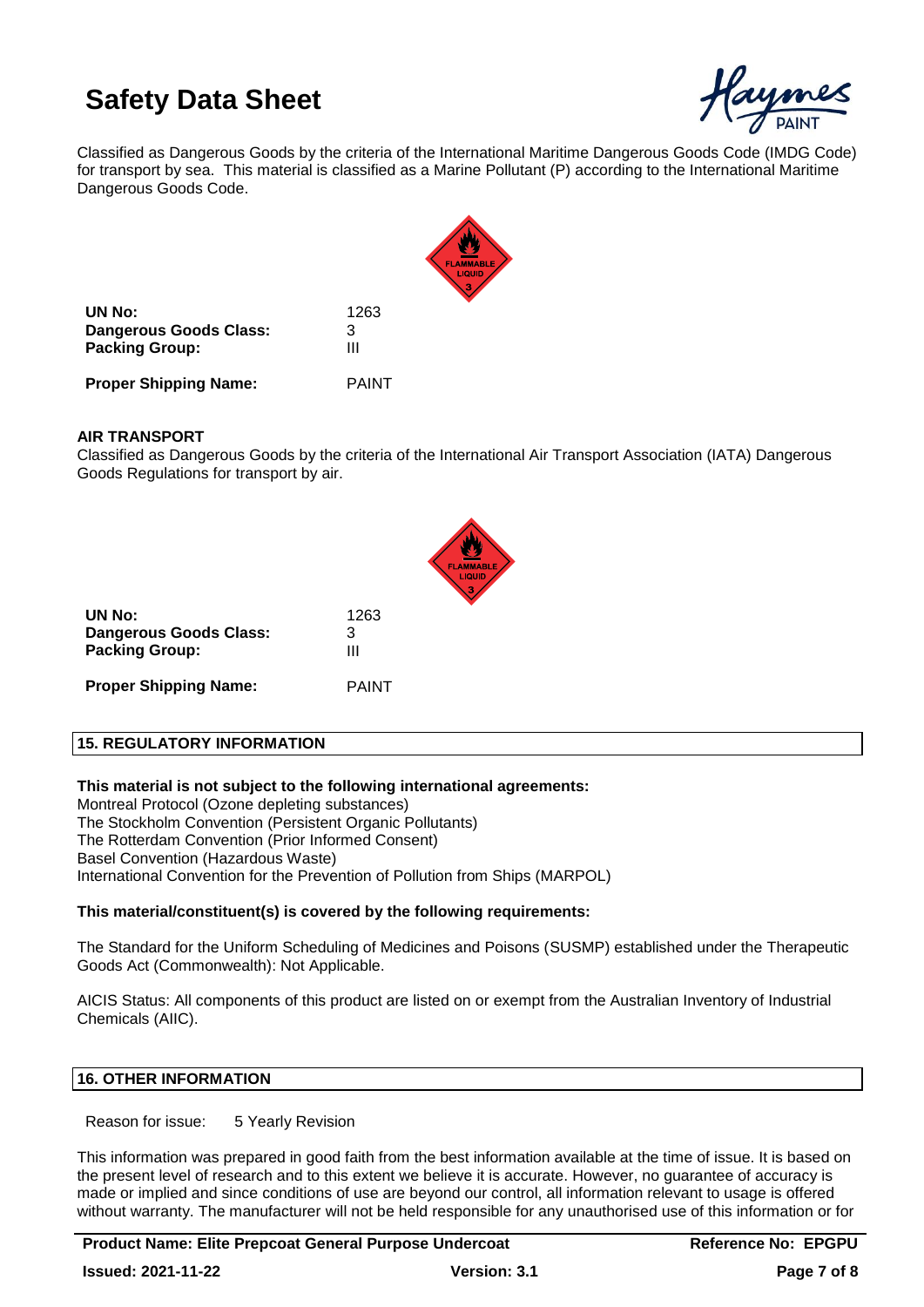Classified as Dangerous Goods by the criteria of the International Maritime Dangerous Goods Code (IMDG Code) for transport by sea. This material is classified as a Marine Pollutant (P) according to the International Maritime Dangerous Goods Code.

| | |
|---|---|
| **UN No:** | 1263 |
| **Dangerous Goods Class:** | 3 |
| **Packing Group:** | III |
| **Proper Shipping Name:** | PAINT |

**AIR TRANSPORT**

Classified as Dangerous Goods by the criteria of the International Air Transport Association (IATA) Dangerous Goods Regulations for transport by air.

| | |
|---|---|
| **UN No:** | 1263 |
| **Dangerous Goods Class:** | 3 |
| **Packing Group:** | III |
| **Proper Shipping Name:** | PAINT |

## 15. REGULATORY INFORMATION

**This material is not subject to the following international agreements:**

Montreal Protocol (Ozone depleting substances)
The Stockholm Convention (Persistent Organic Pollutants)
The Rotterdam Convention (Prior Informed Consent)
Basel Convention (Hazardous Waste)
International Convention for the Prevention of Pollution from Ships (MARPOL)

**This material/constituent(s) is covered by the following requirements:**

The Standard for the Uniform Scheduling of Medicines and Poisons (SUSMP) established under the Therapeutic Goods Act (Commonwealth): Not Applicable.

AICIS Status: All components of this product are listed on or exempt from the Australian Inventory of Industrial Chemicals (AIIC).

## 16. OTHER INFORMATION

Reason for issue: 5 Yearly Revision

This information was prepared in good faith from the best information available at the time of issue. It is based on the present level of research and to this extent we believe it is accurate. However, no guarantee of accuracy is made or implied and since conditions of use are beyond our control, all information relevant to usage is offered without warranty. The manufacturer will not be held responsible for any unauthorised use of this information or for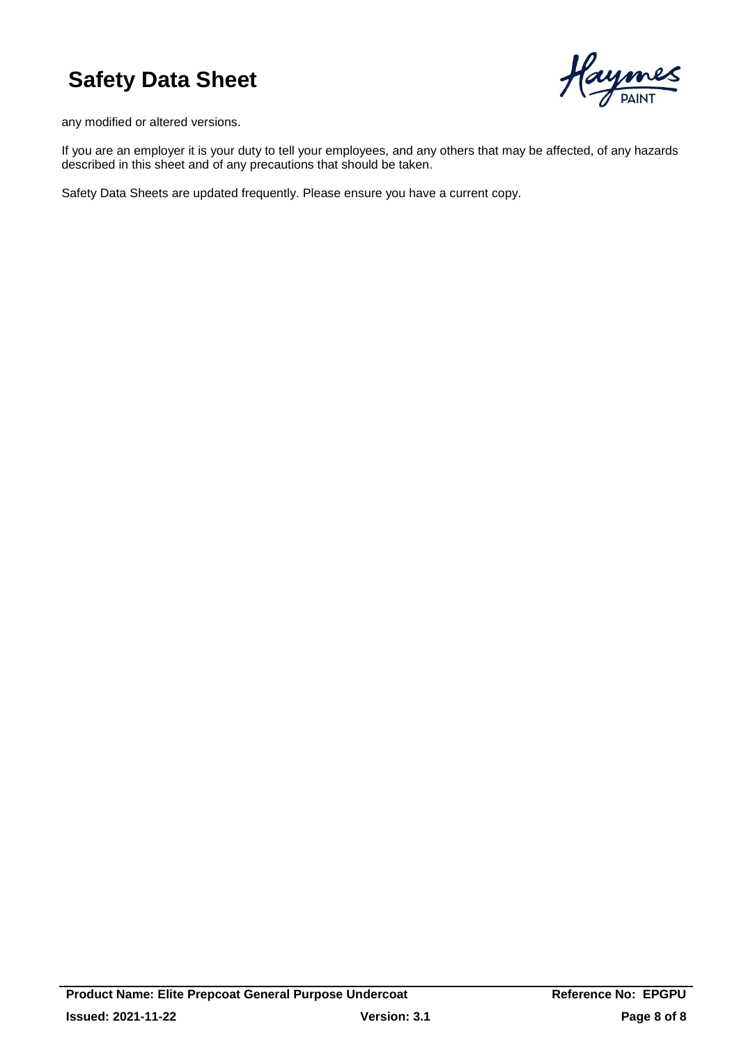any modified or altered versions.

If you are an employer it is your duty to tell your employees, and any others that may be affected, of any hazards described in this sheet and of any precautions that should be taken.

Safety Data Sheets are updated frequently. Please ensure you have a current copy.